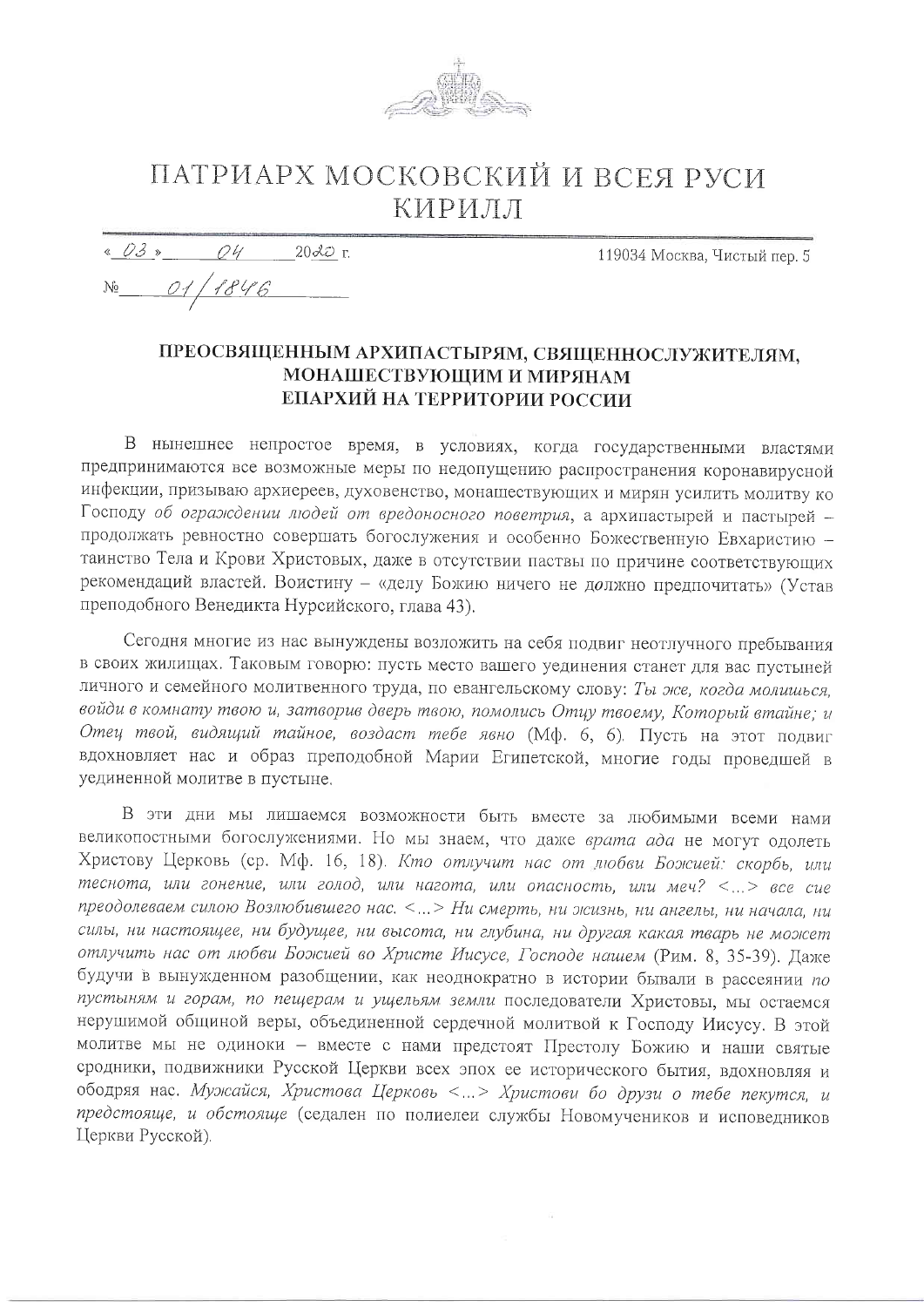# ПАТРИАРХ МОСКОВСКИЙ И ВСЕЯ РУСИ КИРИЛЛ

«03» 04 2020 г.

№ 01/1846

119034 Москва, Чистый пер. 5

## ПРЕОСВЯЩЕННЫМ АРХИПАСТЫРЯМ, СВЯЩЕННОСЛУЖИТЕЛЯМ, МОНАШЕСТВУЮЩИМ И МИРЯНАМ ЕПАРХИЙ НА ТЕРРИТОРИИ РОССИИ

В нынешнее непростое время, в условиях, когда государственными властями предпринимаются все возможные меры по недопущению распространения коронавирусной инфекции, призываю архиереев, духовенство, монашествующих и мирян усилить молитву ко Господу *об ограждении людей от вредоносного поветрия*, а архипастырей и пастырей – продолжать ревностно совершать богослужения и особенно Божественную Евхаристию – таинство Тела и Крови Христовых, даже в отсутствии паствы по причине соответствующих рекомендаций властей. Воистину – «делу Божию ничего не до́лжно предпочитать» (Устав преподобного Венедикта Нурсийского, глава 43).

Сегодня многие из нас вынуждены возложить на себя подвиг неотлучного пребывания в своих жилищах. Таковым говорю: пусть место вашего уединения станет для вас пустыней личного и семейного молитвенного труда, по евангельскому слову: *Ты же, когда молишься, войди в комнату твою и, затворив дверь твою, помолись Отцу твоему, Который втайне; и Отец твой, видящий тайное, воздаст тебе явно* (Мф. 6, 6). Пусть на этот подвиг вдохновляет нас и образ преподобной Марии Египетской, многие годы проведшей в уединенной молитве в пустыне.

В эти дни мы лишаемся возможности быть вместе за любимыми всеми нами великопостными богослужениями. Но мы знаем, что даже *врата ада* не могут одолеть Христову Церковь (ср. Мф. 16, 18). *Кто отлучит нас от любви Божией: скорбь, или теснота, или гонение, или голод, или нагота, или опасность, или меч? <...> все сие преодолеваем силою Возлюбившего нас. <...> Ни смерть, ни жизнь, ни ангелы, ни начала, ни силы, ни настоящее, ни будущее, ни высота, ни глубина, ни другая какая тварь не может отлучить нас от любви Божией во Христе Иисусе, Господе нашем* (Рим. 8, 35-39). Даже будучи в вынужденном разобщении, как неоднократно в истории бывали в рассеянии *по пустыням и горам, по пещерам и ущельям земли* последователи Христовы, мы остаемся нерушимой общиной веры, объединенной сердечной молитвой к Господу Иисусу. В этой молитве мы не одиноки – вместе с нами предстоят Престолу Божию и наши святые сродники, подвижники Русской Церкви всех эпох ее исторического бытия, вдохновляя и ободряя нас. *Мужайся, Христова Церковь <...> Христови бо друзи о тебе пекутся, и предстояще, и обстояще* (седален по полиелеи службы Новомучеников и исповедников Церкви Русской).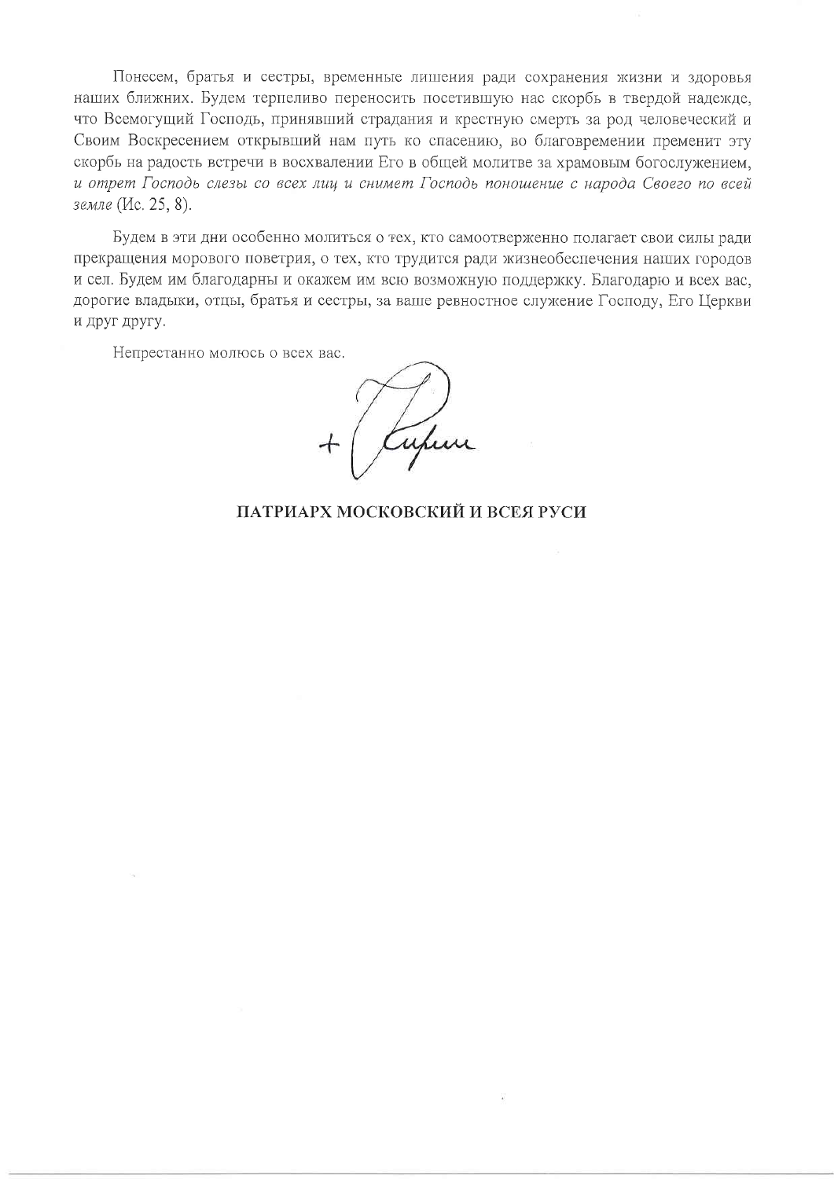Понесем, братья и сестры, временные лишения ради сохранения жизни и здоровья наших ближних. Будем терпеливо переносить посетившую нас скорбь в твердой надежде, что Всемогущий Господь, принявший страдания и крестную смерть за род человеческий и Своим Воскресением открывший нам путь ко спасению, во благовремении пременит эту скорбь на радость встречи в восхвалении Его в общей молитве за храмовым богослужением, *и отрет Господь слезы со всех лиц и снимет Господь поношение с народа Своего по всей земле* (Ис. 25, 8).

Будем в эти дни особенно молиться о тех, кто самоотверженно полагает свои силы ради прекращения морового поветрия, о тех, кто трудится ради жизнеобеспечения наших городов и сел. Будем им благодарны и окажем им всю возможную поддержку. Благодарю и всех вас, дорогие владыки, отцы, братья и сестры, за ваше ревностное служение Господу, Его Церкви и друг другу.

Непрестанно молюсь о всех вас.

+ Кирилл

**ПАТРИАРХ МОСКОВСКИЙ И ВСЕЯ РУСИ**